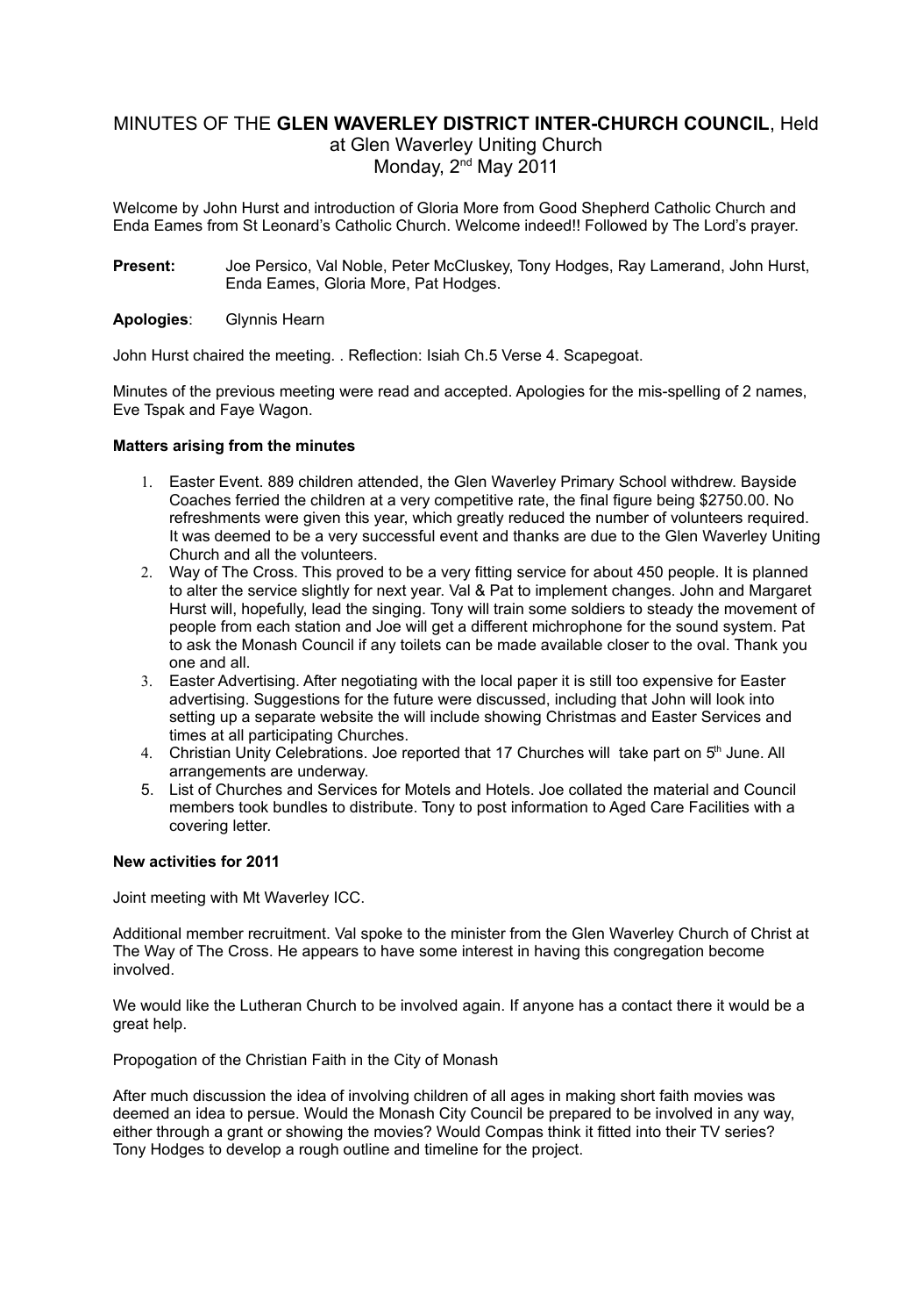MINUTES OF THE **GLEN WAVERLEY DISTRICT INTER-CHURCH COUNCIL**, Held at Glen Waverley Uniting Church
Monday, 2nd May 2011

Welcome by John Hurst and introduction of Gloria More from Good Shepherd Catholic Church and Enda Eames from St Leonard's Catholic Church. Welcome indeed!! Followed by The Lord's prayer.

**Present:** Joe Persico, Val Noble, Peter McCluskey, Tony Hodges, Ray Lamerand, John Hurst, Enda Eames, Gloria More, Pat Hodges.

**Apologies**: Glynnis Hearn

John Hurst chaired the meeting. . Reflection: Isiah Ch.5 Verse 4. Scapegoat.

Minutes of the previous meeting were read and accepted. Apologies for the mis-spelling of 2 names, Eve Tspak and Faye Wagon.

**Matters arising from the minutes**

1. Easter Event. 889 children attended, the Glen Waverley Primary School withdrew. Bayside Coaches ferried the children at a very competitive rate, the final figure being $2750.00. No refreshments were given this year, which greatly reduced the number of volunteers required. It was deemed to be a very successful event and thanks are due to the Glen Waverley Uniting Church and all the volunteers.
2. Way of The Cross. This proved to be a very fitting service for about 450 people. It is planned to alter the service slightly for next year. Val & Pat to implement changes. John and Margaret Hurst will, hopefully, lead the singing. Tony will train some soldiers to steady the movement of people from each station and Joe will get a different michrophone for the sound system. Pat to ask the Monash Council if any toilets can be made available closer to the oval. Thank you one and all.
3. Easter Advertising. After negotiating with the local paper it is still too expensive for Easter advertising. Suggestions for the future were discussed, including that John will look into setting up a separate website the will include showing Christmas and Easter Services and times at all participating Churches.
4. Christian Unity Celebrations. Joe reported that 17 Churches will take part on 5th June. All arrangements are underway.
5. List of Churches and Services for Motels and Hotels. Joe collated the material and Council members took bundles to distribute. Tony to post information to Aged Care Facilities with a covering letter.

**New activities for 2011**

Joint meeting with Mt Waverley ICC.

Additional member recruitment. Val spoke to the minister from the Glen Waverley Church of Christ at The Way of The Cross. He appears to have some interest in having this congregation become involved.

We would like the Lutheran Church to be involved again. If anyone has a contact there it would be a great help.

Propogation of the Christian Faith in the City of Monash

After much discussion the idea of involving children of all ages in making short faith movies was deemed an idea to persue. Would the Monash City Council be prepared to be involved in any way, either through a grant or showing the movies? Would Compas think it fitted into their TV series? Tony Hodges to develop a rough outline and timeline for the project.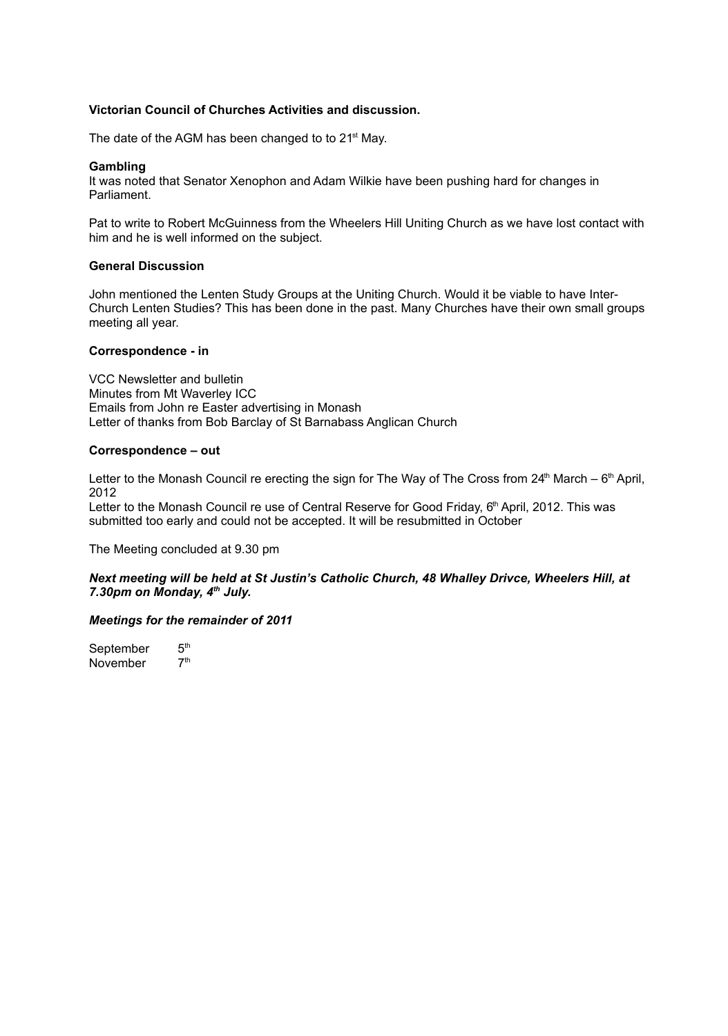**Victorian Council of Churches Activities and discussion.**

The date of the AGM has been changed to to 21st May.

**Gambling**

It was noted that Senator Xenophon and Adam Wilkie have been pushing hard for changes in Parliament.

Pat to write to Robert McGuinness from the Wheelers Hill Uniting Church as we have lost contact with him and he is well informed on the subject.

**General Discussion**

John mentioned the Lenten Study Groups at the Uniting Church. Would it be viable to have Inter-Church Lenten Studies? This has been done in the past. Many Churches have their own small groups meeting all year.

**Correspondence - in**

VCC Newsletter and bulletin
Minutes from Mt Waverley ICC
Emails from John re Easter advertising in Monash
Letter of thanks from Bob Barclay of St Barnabass Anglican Church

**Correspondence – out**

Letter to the Monash Council re erecting the sign for The Way of The Cross from 24th March – 6th April, 2012
Letter to the Monash Council re use of Central Reserve for Good Friday, 6th April, 2012. This was submitted too early and could not be accepted. It will be resubmitted in October

The Meeting concluded at 9.30 pm

***Next meeting will be held at St Justin's Catholic Church, 48 Whalley Drivce, Wheelers Hill, at 7.30pm on Monday, 4th July.***

***Meetings for the remainder of 2011***

September 5th
November 7th